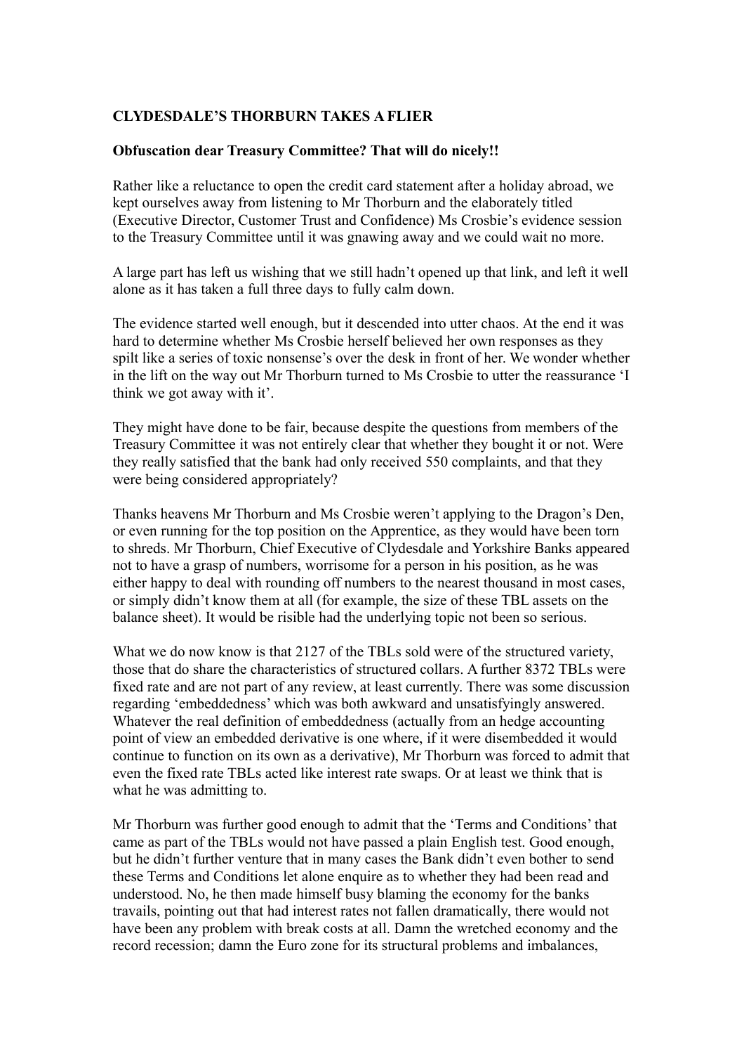**CLYDESDALE'S THORBURN TAKES A FLIER**

**Obfuscation dear Treasury Committee? That will do nicely!!**

Rather like a reluctance to open the credit card statement after a holiday abroad, we kept ourselves away from listening to Mr Thorburn and the elaborately titled (Executive Director, Customer Trust and Confidence) Ms Crosbie's evidence session to the Treasury Committee until it was gnawing away and we could wait no more.

A large part has left us wishing that we still hadn't opened up that link, and left it well alone as it has taken a full three days to fully calm down.

The evidence started well enough, but it descended into utter chaos. At the end it was hard to determine whether Ms Crosbie herself believed her own responses as they spilt like a series of toxic nonsense's over the desk in front of her. We wonder whether in the lift on the way out Mr Thorburn turned to Ms Crosbie to utter the reassurance 'I think we got away with it'.

They might have done to be fair, because despite the questions from members of the Treasury Committee it was not entirely clear that whether they bought it or not. Were they really satisfied that the bank had only received 550 complaints, and that they were being considered appropriately?

Thanks heavens Mr Thorburn and Ms Crosbie weren't applying to the Dragon's Den, or even running for the top position on the Apprentice, as they would have been torn to shreds. Mr Thorburn, Chief Executive of Clydesdale and Yorkshire Banks appeared not to have a grasp of numbers, worrisome for a person in his position, as he was either happy to deal with rounding off numbers to the nearest thousand in most cases, or simply didn't know them at all (for example, the size of these TBL assets on the balance sheet). It would be risible had the underlying topic not been so serious.

What we do now know is that 2127 of the TBLs sold were of the structured variety, those that do share the characteristics of structured collars. A further 8372 TBLs were fixed rate and are not part of any review, at least currently. There was some discussion regarding 'embeddedness' which was both awkward and unsatisfyingly answered. Whatever the real definition of embeddedness (actually from an hedge accounting point of view an embedded derivative is one where, if it were disembedded it would continue to function on its own as a derivative), Mr Thorburn was forced to admit that even the fixed rate TBLs acted like interest rate swaps. Or at least we think that is what he was admitting to.

Mr Thorburn was further good enough to admit that the 'Terms and Conditions' that came as part of the TBLs would not have passed a plain English test. Good enough, but he didn't further venture that in many cases the Bank didn't even bother to send these Terms and Conditions let alone enquire as to whether they had been read and understood. No, he then made himself busy blaming the economy for the banks travails, pointing out that had interest rates not fallen dramatically, there would not have been any problem with break costs at all. Damn the wretched economy and the record recession; damn the Euro zone for its structural problems and imbalances,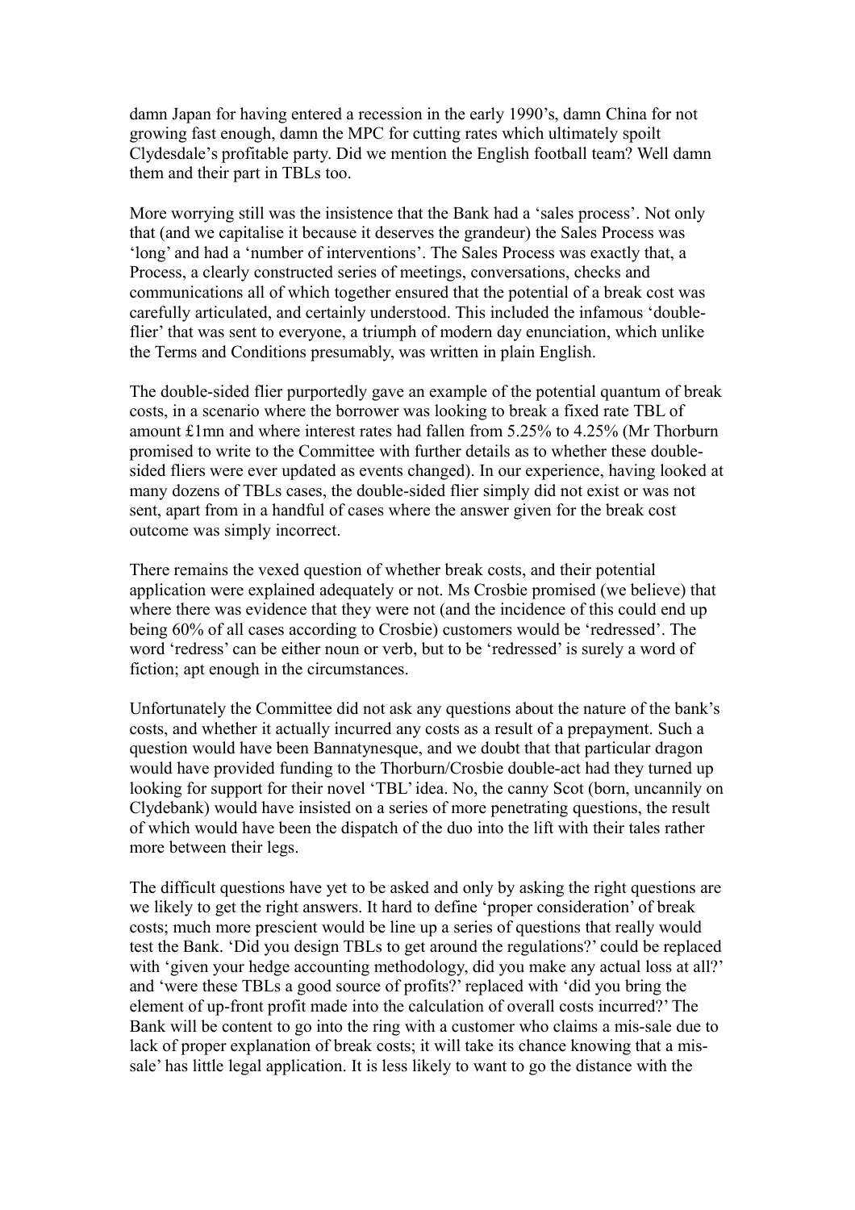damn Japan for having entered a recession in the early 1990's, damn China for not growing fast enough, damn the MPC for cutting rates which ultimately spoilt Clydesdale's profitable party. Did we mention the English football team? Well damn them and their part in TBLs too.

More worrying still was the insistence that the Bank had a 'sales process'. Not only that (and we capitalise it because it deserves the grandeur) the Sales Process was 'long' and had a 'number of interventions'. The Sales Process was exactly that, a Process, a clearly constructed series of meetings, conversations, checks and communications all of which together ensured that the potential of a break cost was carefully articulated, and certainly understood. This included the infamous 'double-flier' that was sent to everyone, a triumph of modern day enunciation, which unlike the Terms and Conditions presumably, was written in plain English.

The double-sided flier purportedly gave an example of the potential quantum of break costs, in a scenario where the borrower was looking to break a fixed rate TBL of amount £1mn and where interest rates had fallen from 5.25% to 4.25% (Mr Thorburn promised to write to the Committee with further details as to whether these double-sided fliers were ever updated as events changed). In our experience, having looked at many dozens of TBLs cases, the double-sided flier simply did not exist or was not sent, apart from in a handful of cases where the answer given for the break cost outcome was simply incorrect.

There remains the vexed question of whether break costs, and their potential application were explained adequately or not. Ms Crosbie promised (we believe) that where there was evidence that they were not (and the incidence of this could end up being 60% of all cases according to Crosbie) customers would be 'redressed'. The word 'redress' can be either noun or verb, but to be 'redressed' is surely a word of fiction; apt enough in the circumstances.

Unfortunately the Committee did not ask any questions about the nature of the bank's costs, and whether it actually incurred any costs as a result of a prepayment. Such a question would have been Bannatynesque, and we doubt that that particular dragon would have provided funding to the Thorburn/Crosbie double-act had they turned up looking for support for their novel 'TBL' idea. No, the canny Scot (born, uncannily on Clydebank) would have insisted on a series of more penetrating questions, the result of which would have been the dispatch of the duo into the lift with their tales rather more between their legs.

The difficult questions have yet to be asked and only by asking the right questions are we likely to get the right answers. It hard to define 'proper consideration' of break costs; much more prescient would be line up a series of questions that really would test the Bank. 'Did you design TBLs to get around the regulations?' could be replaced with 'given your hedge accounting methodology, did you make any actual loss at all?' and 'were these TBLs a good source of profits?' replaced with 'did you bring the element of up-front profit made into the calculation of overall costs incurred?' The Bank will be content to go into the ring with a customer who claims a mis-sale due to lack of proper explanation of break costs; it will take its chance knowing that a mis-sale' has little legal application. It is less likely to want to go the distance with the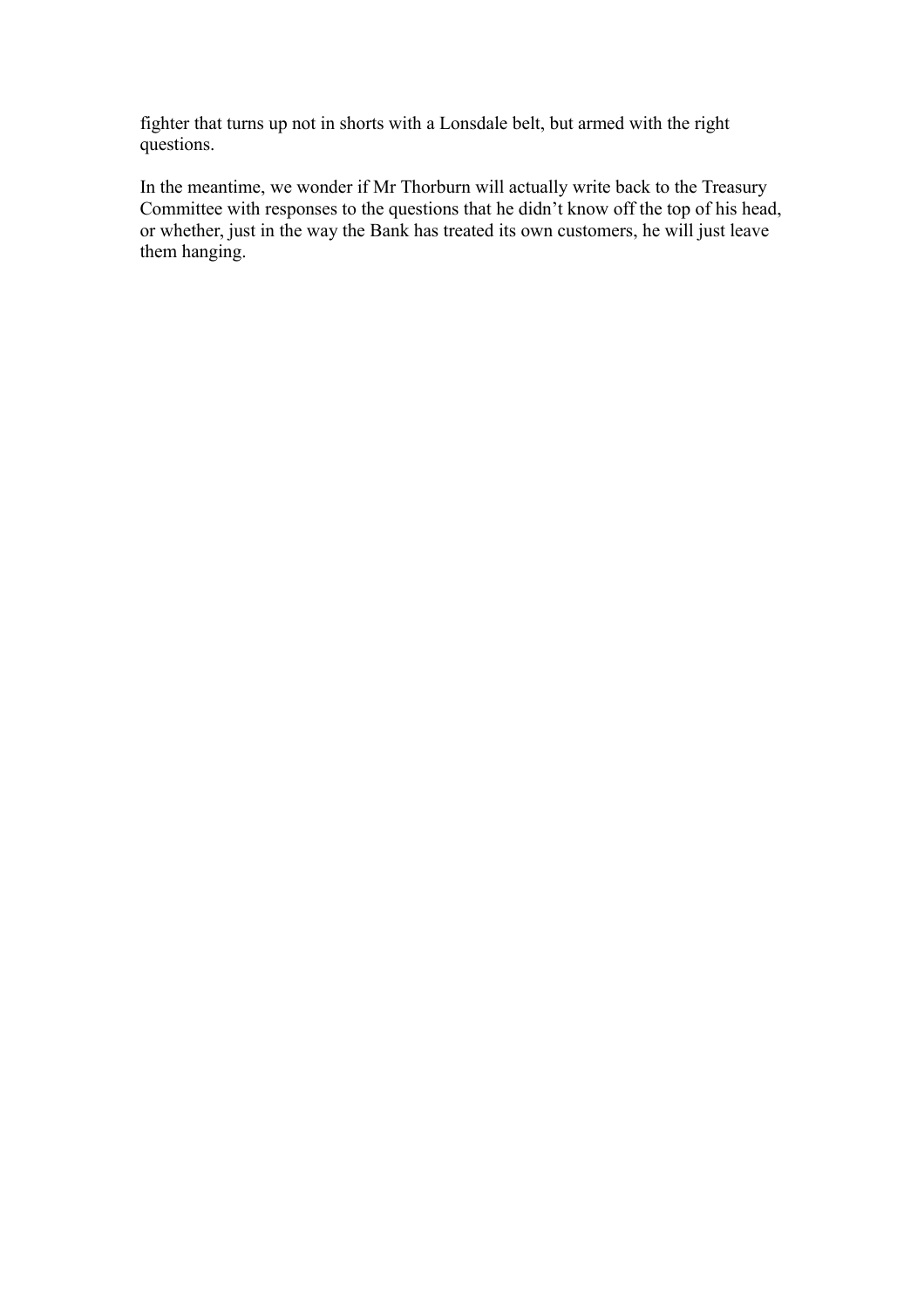fighter that turns up not in shorts with a Lonsdale belt, but armed with the right questions.

In the meantime, we wonder if Mr Thorburn will actually write back to the Treasury Committee with responses to the questions that he didn't know off the top of his head, or whether, just in the way the Bank has treated its own customers, he will just leave them hanging.